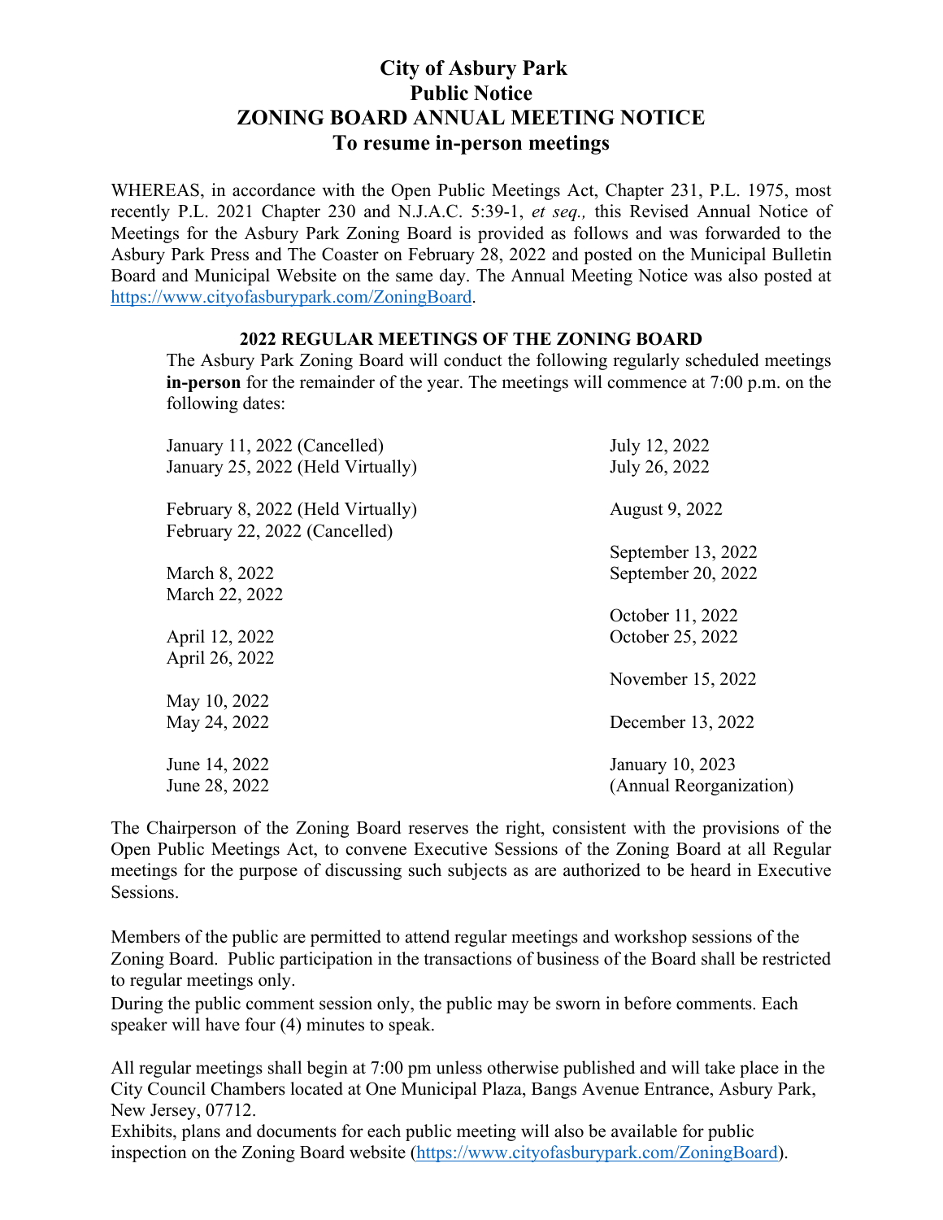# City of Asbury Park
# Public Notice
# ZONING BOARD ANNUAL MEETING NOTICE
# To resume in-person meetings

WHEREAS, in accordance with the Open Public Meetings Act, Chapter 231, P.L. 1975, most recently P.L. 2021 Chapter 230 and N.J.A.C. 5:39-1, *et seq.,* this Revised Annual Notice of Meetings for the Asbury Park Zoning Board is provided as follows and was forwarded to the Asbury Park Press and The Coaster on February 28, 2022 and posted on the Municipal Bulletin Board and Municipal Website on the same day. The Annual Meeting Notice was also posted at https://www.cityofasburypark.com/ZoningBoard.

## 2022 REGULAR MEETINGS OF THE ZONING BOARD

The Asbury Park Zoning Board will conduct the following regularly scheduled meetings **in-person** for the remainder of the year. The meetings will commence at 7:00 p.m. on the following dates:

January 11, 2022 (Cancelled)
January 25, 2022 (Held Virtually)

February 8, 2022 (Held Virtually)
February 22, 2022 (Cancelled)

March 8, 2022
March 22, 2022

April 12, 2022
April 26, 2022

May 10, 2022
May 24, 2022

June 14, 2022
June 28, 2022

July 12, 2022
July 26, 2022

August 9, 2022

September 13, 2022
September 20, 2022

October 11, 2022
October 25, 2022

November 15, 2022

December 13, 2022

January 10, 2023
(Annual Reorganization)

The Chairperson of the Zoning Board reserves the right, consistent with the provisions of the Open Public Meetings Act, to convene Executive Sessions of the Zoning Board at all Regular meetings for the purpose of discussing such subjects as are authorized to be heard in Executive Sessions.

Members of the public are permitted to attend regular meetings and workshop sessions of the Zoning Board. Public participation in the transactions of business of the Board shall be restricted to regular meetings only.
During the public comment session only, the public may be sworn in before comments. Each speaker will have four (4) minutes to speak.

All regular meetings shall begin at 7:00 pm unless otherwise published and will take place in the City Council Chambers located at One Municipal Plaza, Bangs Avenue Entrance, Asbury Park, New Jersey, 07712.
Exhibits, plans and documents for each public meeting will also be available for public inspection on the Zoning Board website (https://www.cityofasburypark.com/ZoningBoard).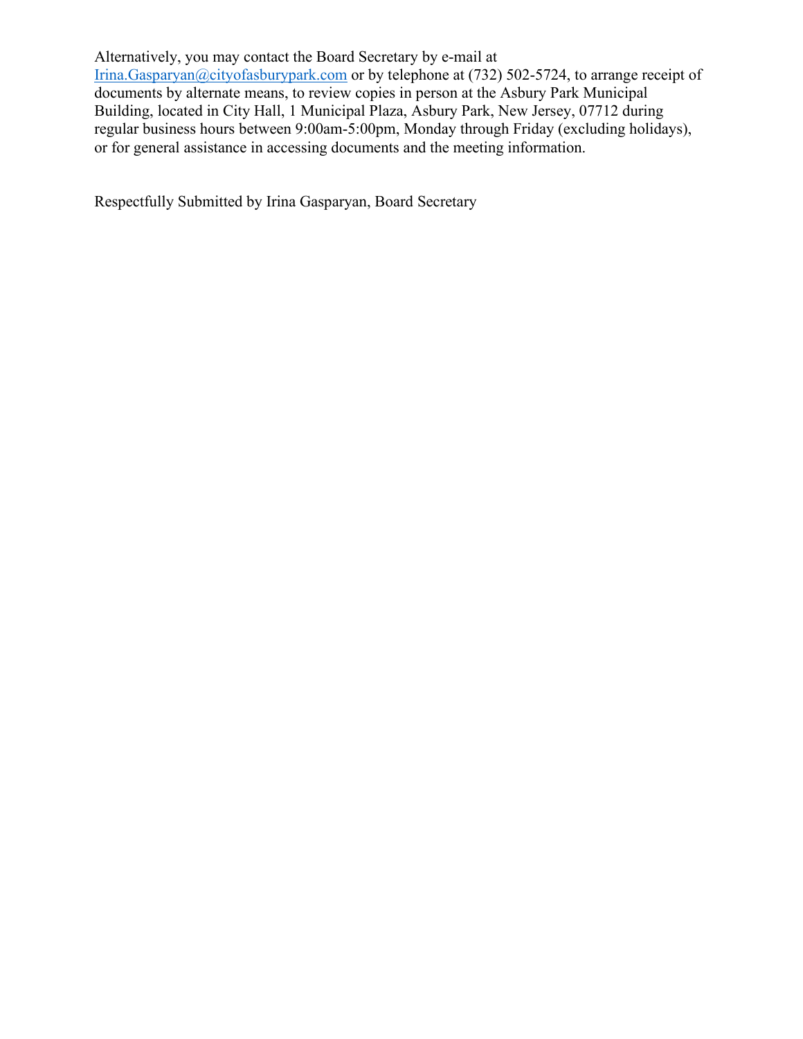Alternatively, you may contact the Board Secretary by e-mail at Irina.Gasparyan@cityofasburypark.com or by telephone at (732) 502-5724, to arrange receipt of documents by alternate means, to review copies in person at the Asbury Park Municipal Building, located in City Hall, 1 Municipal Plaza, Asbury Park, New Jersey, 07712 during regular business hours between 9:00am-5:00pm, Monday through Friday (excluding holidays), or for general assistance in accessing documents and the meeting information.

Respectfully Submitted by Irina Gasparyan, Board Secretary